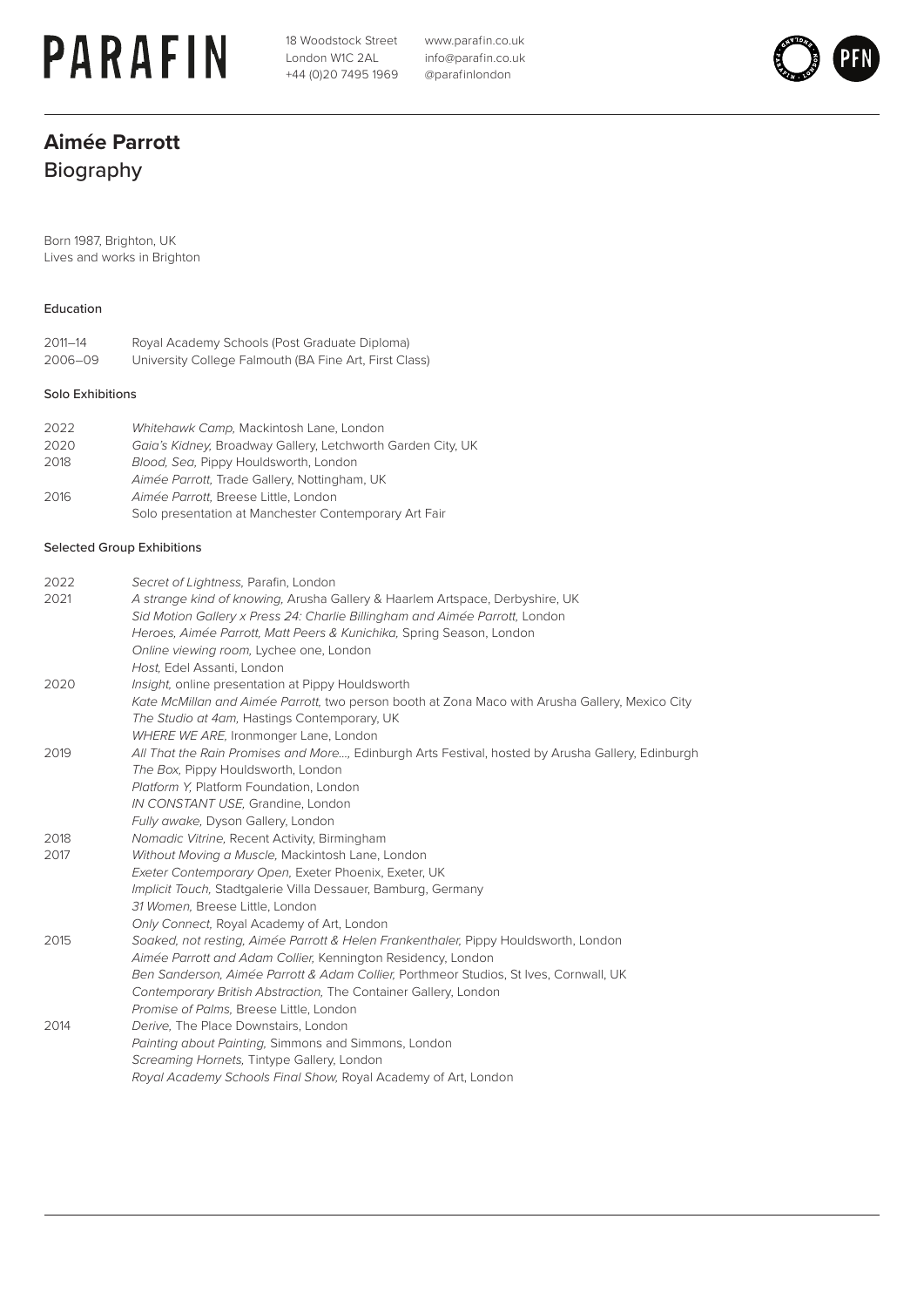PARAFIN

18 Woodstock Street
London W1C 2AL
+44 (0)20 7495 1969

www.parafin.co.uk
info@parafin.co.uk
@parafinlondon

# Aimée Parrott
## Biography

Born 1987, Brighton, UK
Lives and works in Brighton

### Education

| | |
|---|---|
| 2011–14 | Royal Academy Schools (Post Graduate Diploma) |
| 2006–09 | University College Falmouth (BA Fine Art, First Class) |

### Solo Exhibitions

| | |
|---|---|
| 2022 | *Whitehawk Camp,* Mackintosh Lane, London |
| 2020 | *Gaia's Kidney,* Broadway Gallery, Letchworth Garden City, UK |
| 2018 | *Blood, Sea,* Pippy Houldsworth, London |
| | *Aimée Parrott,* Trade Gallery, Nottingham, UK |
| 2016 | *Aimée Parrott,* Breese Little, London |
| | Solo presentation at Manchester Contemporary Art Fair |

### Selected Group Exhibitions

| | |
|---|---|
| 2022 | *Secret of Lightness,* Parafin, London |
| 2021 | *A strange kind of knowing,* Arusha Gallery & Haarlem Artspace, Derbyshire, UK |
| | *Sid Motion Gallery x Press 24: Charlie Billingham and Aimée Parrott,* London |
| | *Heroes, Aimée Parrott, Matt Peers & Kunichika,* Spring Season, London |
| | *Online viewing room,* Lychee one, London |
| | *Host,* Edel Assanti, London |
| 2020 | *Insight,* online presentation at Pippy Houldsworth |
| | *Kate McMillan and Aimée Parrott,* two person booth at Zona Maco with Arusha Gallery, Mexico City |
| | *The Studio at 4am,* Hastings Contemporary, UK |
| | *WHERE WE ARE,* Ironmonger Lane, London |
| 2019 | *All That the Rain Promises and More...,* Edinburgh Arts Festival, hosted by Arusha Gallery, Edinburgh |
| | *The Box,* Pippy Houldsworth, London |
| | *Platform Y,* Platform Foundation, London |
| | *IN CONSTANT USE,* Grandine, London |
| | *Fully awake,* Dyson Gallery, London |
| 2018 | *Nomadic Vitrine,* Recent Activity, Birmingham |
| 2017 | *Without Moving a Muscle,* Mackintosh Lane, London |
| | *Exeter Contemporary Open,* Exeter Phoenix, Exeter, UK |
| | *Implicit Touch,* Stadtgalerie Villa Dessauer, Bamburg, Germany |
| | *31 Women,* Breese Little, London |
| | *Only Connect,* Royal Academy of Art, London |
| 2015 | *Soaked, not resting, Aimée Parrott & Helen Frankenthaler,* Pippy Houldsworth, London |
| | *Aimée Parrott and Adam Collier,* Kennington Residency, London |
| | *Ben Sanderson, Aimée Parrott & Adam Collier,* Porthmeor Studios, St Ives, Cornwall, UK |
| | *Contemporary British Abstraction,* The Container Gallery, London |
| | *Promise of Palms,* Breese Little, London |
| 2014 | *Derive,* The Place Downstairs, London |
| | *Painting about Painting,* Simmons and Simmons, London |
| | *Screaming Hornets,* Tintype Gallery, London |
| | *Royal Academy Schools Final Show,* Royal Academy of Art, London |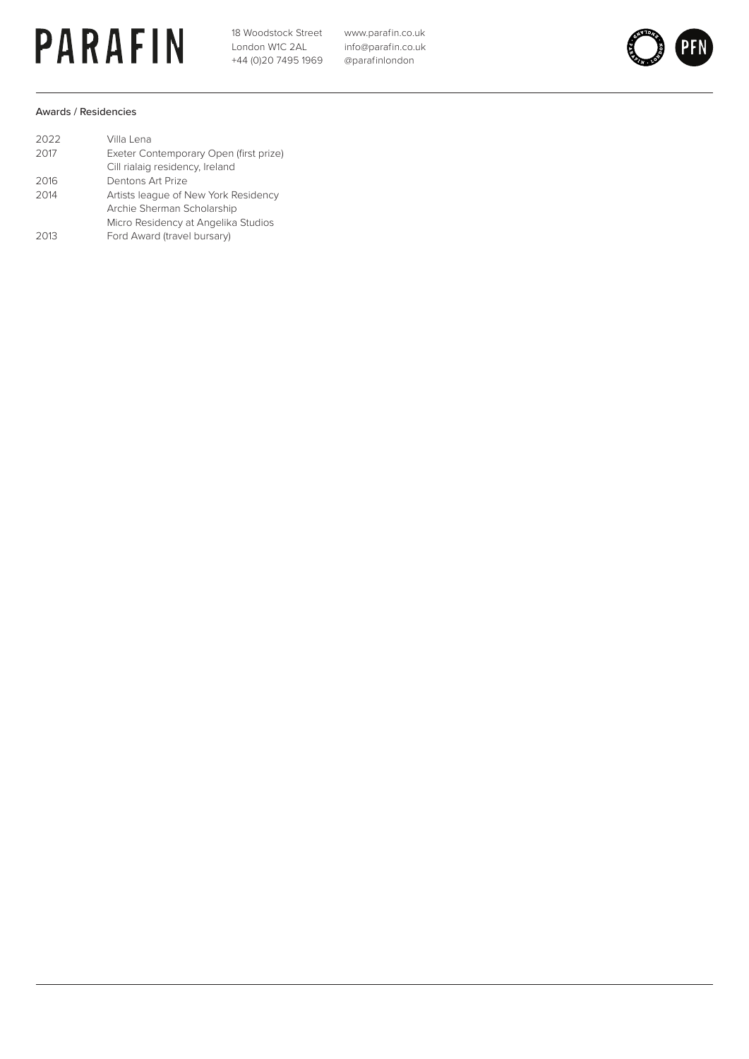## Awards / Residencies

| | |
|---|---|
| 2022 | Villa Lena |
| 2017 | Exeter Contemporary Open (first prize) |
| | Cill rialaig residency, Ireland |
| 2016 | Dentons Art Prize |
| 2014 | Artists league of New York Residency |
| | Archie Sherman Scholarship |
| | Micro Residency at Angelika Studios |
| 2013 | Ford Award (travel bursary) |